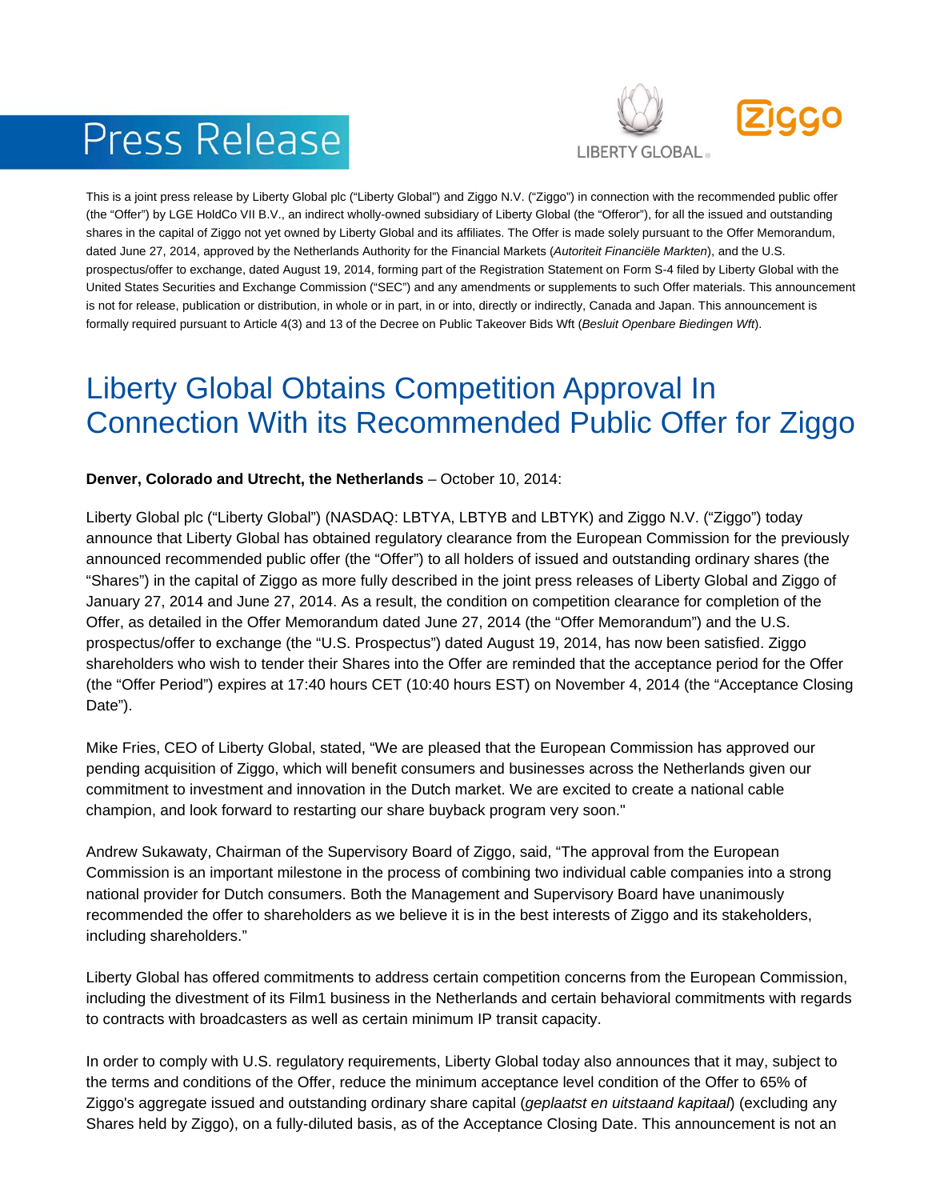Press Release

This is a joint press release by Liberty Global plc ("Liberty Global") and Ziggo N.V. ("Ziggo") in connection with the recommended public offer (the "Offer") by LGE HoldCo VII B.V., an indirect wholly-owned subsidiary of Liberty Global (the "Offeror"), for all the issued and outstanding shares in the capital of Ziggo not yet owned by Liberty Global and its affiliates. The Offer is made solely pursuant to the Offer Memorandum, dated June 27, 2014, approved by the Netherlands Authority for the Financial Markets (*Autoriteit Financiële Markten*), and the U.S. prospectus/offer to exchange, dated August 19, 2014, forming part of the Registration Statement on Form S-4 filed by Liberty Global with the United States Securities and Exchange Commission ("SEC") and any amendments or supplements to such Offer materials. This announcement is not for release, publication or distribution, in whole or in part, in or into, directly or indirectly, Canada and Japan. This announcement is formally required pursuant to Article 4(3) and 13 of the Decree on Public Takeover Bids Wft (*Besluit Openbare Biedingen Wft*).

# Liberty Global Obtains Competition Approval In Connection With its Recommended Public Offer for Ziggo

**Denver, Colorado and Utrecht, the Netherlands** – October 10, 2014:

Liberty Global plc ("Liberty Global") (NASDAQ: LBTYA, LBTYB and LBTYK) and Ziggo N.V. ("Ziggo") today announce that Liberty Global has obtained regulatory clearance from the European Commission for the previously announced recommended public offer (the "Offer") to all holders of issued and outstanding ordinary shares (the "Shares") in the capital of Ziggo as more fully described in the joint press releases of Liberty Global and Ziggo of January 27, 2014 and June 27, 2014. As a result, the condition on competition clearance for completion of the Offer, as detailed in the Offer Memorandum dated June 27, 2014 (the "Offer Memorandum") and the U.S. prospectus/offer to exchange (the "U.S. Prospectus") dated August 19, 2014, has now been satisfied. Ziggo shareholders who wish to tender their Shares into the Offer are reminded that the acceptance period for the Offer (the "Offer Period") expires at 17:40 hours CET (10:40 hours EST) on November 4, 2014 (the "Acceptance Closing Date").

Mike Fries, CEO of Liberty Global, stated, "We are pleased that the European Commission has approved our pending acquisition of Ziggo, which will benefit consumers and businesses across the Netherlands given our commitment to investment and innovation in the Dutch market. We are excited to create a national cable champion, and look forward to restarting our share buyback program very soon."

Andrew Sukawaty, Chairman of the Supervisory Board of Ziggo, said, "The approval from the European Commission is an important milestone in the process of combining two individual cable companies into a strong national provider for Dutch consumers. Both the Management and Supervisory Board have unanimously recommended the offer to shareholders as we believe it is in the best interests of Ziggo and its stakeholders, including shareholders."

Liberty Global has offered commitments to address certain competition concerns from the European Commission, including the divestment of its Film1 business in the Netherlands and certain behavioral commitments with regards to contracts with broadcasters as well as certain minimum IP transit capacity.

In order to comply with U.S. regulatory requirements, Liberty Global today also announces that it may, subject to the terms and conditions of the Offer, reduce the minimum acceptance level condition of the Offer to 65% of Ziggo's aggregate issued and outstanding ordinary share capital (*geplaatst en uitstaand kapitaal*) (excluding any Shares held by Ziggo), on a fully-diluted basis, as of the Acceptance Closing Date. This announcement is not an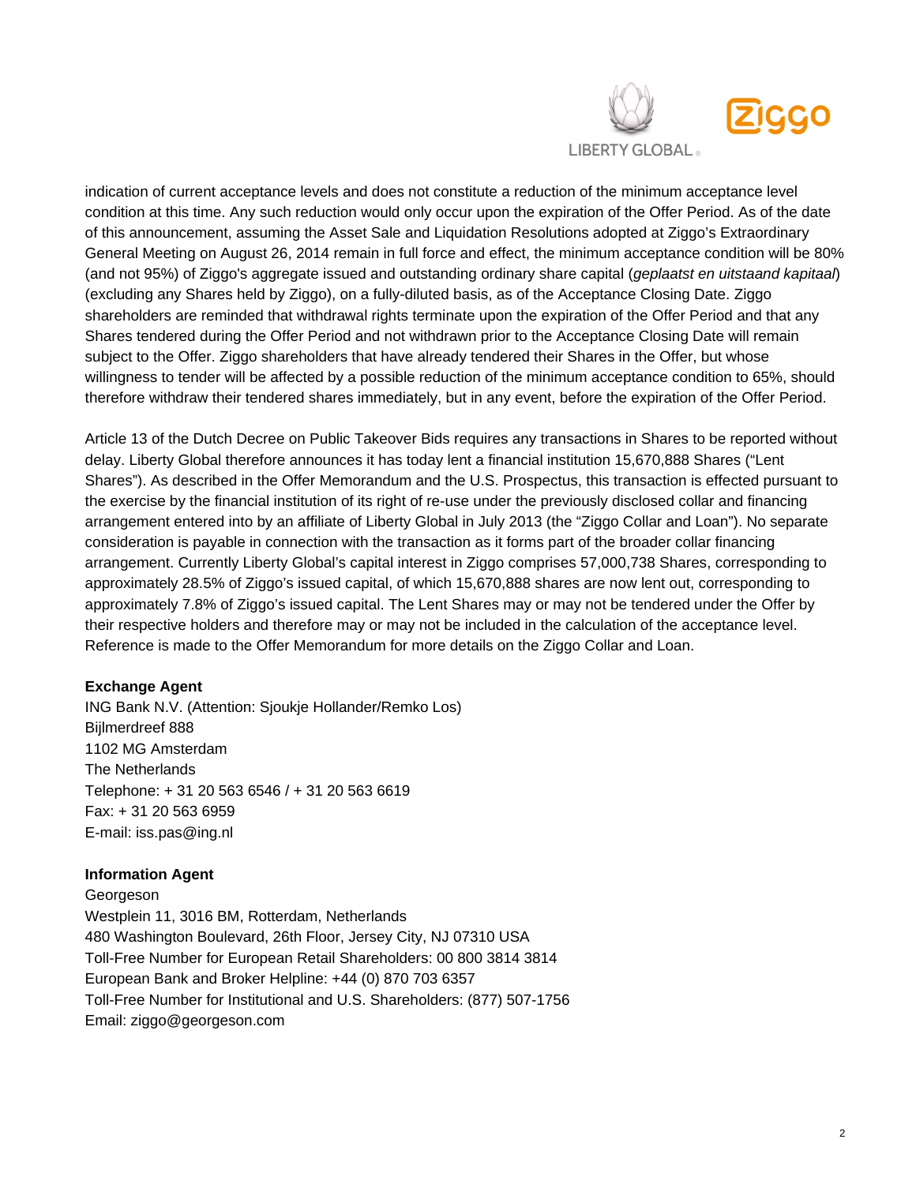indication of current acceptance levels and does not constitute a reduction of the minimum acceptance level condition at this time. Any such reduction would only occur upon the expiration of the Offer Period. As of the date of this announcement, assuming the Asset Sale and Liquidation Resolutions adopted at Ziggo's Extraordinary General Meeting on August 26, 2014 remain in full force and effect, the minimum acceptance condition will be 80% (and not 95%) of Ziggo's aggregate issued and outstanding ordinary share capital (*geplaatst en uitstaand kapitaal*) (excluding any Shares held by Ziggo), on a fully-diluted basis, as of the Acceptance Closing Date. Ziggo shareholders are reminded that withdrawal rights terminate upon the expiration of the Offer Period and that any Shares tendered during the Offer Period and not withdrawn prior to the Acceptance Closing Date will remain subject to the Offer. Ziggo shareholders that have already tendered their Shares in the Offer, but whose willingness to tender will be affected by a possible reduction of the minimum acceptance condition to 65%, should therefore withdraw their tendered shares immediately, but in any event, before the expiration of the Offer Period.

Article 13 of the Dutch Decree on Public Takeover Bids requires any transactions in Shares to be reported without delay. Liberty Global therefore announces it has today lent a financial institution 15,670,888 Shares ("Lent Shares"). As described in the Offer Memorandum and the U.S. Prospectus, this transaction is effected pursuant to the exercise by the financial institution of its right of re-use under the previously disclosed collar and financing arrangement entered into by an affiliate of Liberty Global in July 2013 (the "Ziggo Collar and Loan"). No separate consideration is payable in connection with the transaction as it forms part of the broader collar financing arrangement. Currently Liberty Global's capital interest in Ziggo comprises 57,000,738 Shares, corresponding to approximately 28.5% of Ziggo's issued capital, of which 15,670,888 shares are now lent out, corresponding to approximately 7.8% of Ziggo's issued capital. The Lent Shares may or may not be tendered under the Offer by their respective holders and therefore may or may not be included in the calculation of the acceptance level. Reference is made to the Offer Memorandum for more details on the Ziggo Collar and Loan.

**Exchange Agent**
ING Bank N.V. (Attention: Sjoukje Hollander/Remko Los)
Bijlmerdreef 888
1102 MG Amsterdam
The Netherlands
Telephone: + 31 20 563 6546 / + 31 20 563 6619
Fax: + 31 20 563 6959
E-mail: iss.pas@ing.nl

**Information Agent**
Georgeson
Westplein 11, 3016 BM, Rotterdam, Netherlands
480 Washington Boulevard, 26th Floor, Jersey City, NJ 07310 USA
Toll-Free Number for European Retail Shareholders: 00 800 3814 3814
European Bank and Broker Helpline: +44 (0) 870 703 6357
Toll-Free Number for Institutional and U.S. Shareholders: (877) 507-1756
Email: ziggo@georgeson.com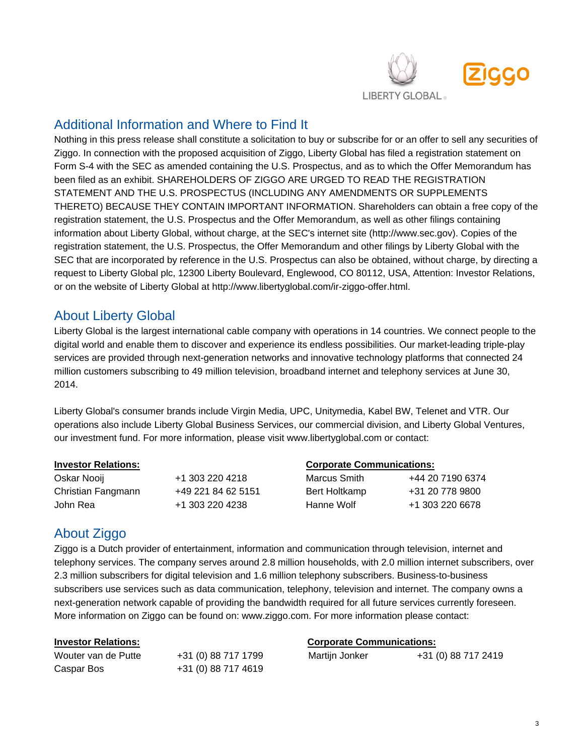## Additional Information and Where to Find It

Nothing in this press release shall constitute a solicitation to buy or subscribe for or an offer to sell any securities of Ziggo. In connection with the proposed acquisition of Ziggo, Liberty Global has filed a registration statement on Form S-4 with the SEC as amended containing the U.S. Prospectus, and as to which the Offer Memorandum has been filed as an exhibit. SHAREHOLDERS OF ZIGGO ARE URGED TO READ THE REGISTRATION STATEMENT AND THE U.S. PROSPECTUS (INCLUDING ANY AMENDMENTS OR SUPPLEMENTS THERETO) BECAUSE THEY CONTAIN IMPORTANT INFORMATION. Shareholders can obtain a free copy of the registration statement, the U.S. Prospectus and the Offer Memorandum, as well as other filings containing information about Liberty Global, without charge, at the SEC's internet site (http://www.sec.gov). Copies of the registration statement, the U.S. Prospectus, the Offer Memorandum and other filings by Liberty Global with the SEC that are incorporated by reference in the U.S. Prospectus can also be obtained, without charge, by directing a request to Liberty Global plc, 12300 Liberty Boulevard, Englewood, CO 80112, USA, Attention: Investor Relations, or on the website of Liberty Global at http://www.libertyglobal.com/ir-ziggo-offer.html.

## About Liberty Global

Liberty Global is the largest international cable company with operations in 14 countries. We connect people to the digital world and enable them to discover and experience its endless possibilities. Our market-leading triple-play services are provided through next-generation networks and innovative technology platforms that connected 24 million customers subscribing to 49 million television, broadband internet and telephony services at June 30, 2014.

Liberty Global's consumer brands include Virgin Media, UPC, Unitymedia, Kabel BW, Telenet and VTR. Our operations also include Liberty Global Business Services, our commercial division, and Liberty Global Ventures, our investment fund. For more information, please visit www.libertyglobal.com or contact:

| **Investor Relations:** | | **Corporate Communications:** | |
|---|---|---|---|
| Oskar Nooij | +1 303 220 4218 | Marcus Smith | +44 20 7190 6374 |
| Christian Fangmann | +49 221 84 62 5151 | Bert Holtkamp | +31 20 778 9800 |
| John Rea | +1 303 220 4238 | Hanne Wolf | +1 303 220 6678 |

## About Ziggo

Ziggo is a Dutch provider of entertainment, information and communication through television, internet and telephony services. The company serves around 2.8 million households, with 2.0 million internet subscribers, over 2.3 million subscribers for digital television and 1.6 million telephony subscribers. Business-to-business subscribers use services such as data communication, telephony, television and internet. The company owns a next-generation network capable of providing the bandwidth required for all future services currently foreseen. More information on Ziggo can be found on: www.ziggo.com. For more information please contact:

| **Investor Relations:** | | **Corporate Communications:** | |
|---|---|---|---|
| Wouter van de Putte | +31 (0) 88 717 1799 | Martijn Jonker | +31 (0) 88 717 2419 |
| Caspar Bos | +31 (0) 88 717 4619 | | |